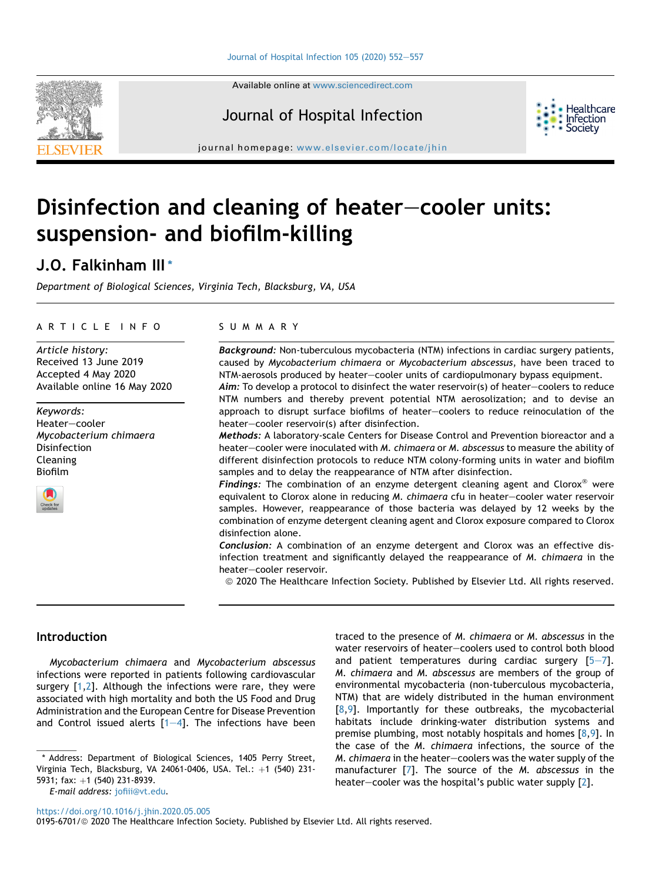Available online at www.sciencedirect.com

Journal of Hospital Infection

journal homepage: www.elsevier.com/locate/jhin

# Disinfection and cleaning of heater–cooler units: suspension- and biofilm-killing

**J.O. Falkinham III** *

*Department of Biological Sciences, Virginia Tech, Blacksburg, VA, USA*

## ARTICLE INFO

*Article history:*
Received 13 June 2019
Accepted 4 May 2020
Available online 16 May 2020

*Keywords:*
Heater–cooler
*Mycobacterium chimaera*
Disinfection
Cleaning
Biofilm

## SUMMARY

***Background:*** Non-tuberculous mycobacteria (NTM) infections in cardiac surgery patients, caused by *Mycobacterium chimaera* or *Mycobacterium abscessus*, have been traced to NTM-aerosols produced by heater–cooler units of cardiopulmonary bypass equipment.

***Aim:*** To develop a protocol to disinfect the water reservoir(s) of heater–coolers to reduce NTM numbers and thereby prevent potential NTM aerosolization; and to devise an approach to disrupt surface biofilms of heater–coolers to reduce reinoculation of the heater–cooler reservoir(s) after disinfection.

***Methods:*** A laboratory-scale Centers for Disease Control and Prevention bioreactor and a heater–cooler were inoculated with *M. chimaera* or *M. abscessus* to measure the ability of different disinfection protocols to reduce NTM colony-forming units in water and biofilm samples and to delay the reappearance of NTM after disinfection.

***Findings:*** The combination of an enzyme detergent cleaning agent and Clorox® were equivalent to Clorox alone in reducing *M. chimaera* cfu in heater–cooler water reservoir samples. However, reappearance of those bacteria was delayed by 12 weeks by the combination of enzyme detergent cleaning agent and Clorox exposure compared to Clorox disinfection alone.

***Conclusion:*** A combination of an enzyme detergent and Clorox was an effective disinfection treatment and significantly delayed the reappearance of *M. chimaera* in the heater–cooler reservoir.

© 2020 The Healthcare Infection Society. Published by Elsevier Ltd. All rights reserved.

## Introduction

*Mycobacterium chimaera* and *Mycobacterium abscessus* infections were reported in patients following cardiovascular surgery [1,2]. Although the infections were rare, they were associated with high mortality and both the US Food and Drug Administration and the European Centre for Disease Prevention and Control issued alerts [1–4]. The infections have been traced to the presence of *M. chimaera* or *M. abscessus* in the water reservoirs of heater–coolers used to control both blood and patient temperatures during cardiac surgery [5–7]. *M. chimaera* and *M. abscessus* are members of the group of environmental mycobacteria (non-tuberculous mycobacteria, NTM) that are widely distributed in the human environment [8,9]. Importantly for these outbreaks, the mycobacterial habitats include drinking-water distribution systems and premise plumbing, most notably hospitals and homes [8,9]. In the case of the *M. chimaera* infections, the source of the *M. chimaera* in the heater–coolers was the water supply of the manufacturer [7]. The source of the *M. abscessus* in the heater–cooler was the hospital's public water supply [2].

\* Address: Department of Biological Sciences, 1405 Perry Street, Virginia Tech, Blacksburg, VA 24061-0406, USA. Tel.: +1 (540) 231-5931; fax: +1 (540) 231-8939.
*E-mail address:* jofiii@vt.edu.

https://doi.org/10.1016/j.jhin.2020.05.005
0195-6701/© 2020 The Healthcare Infection Society. Published by Elsevier Ltd. All rights reserved.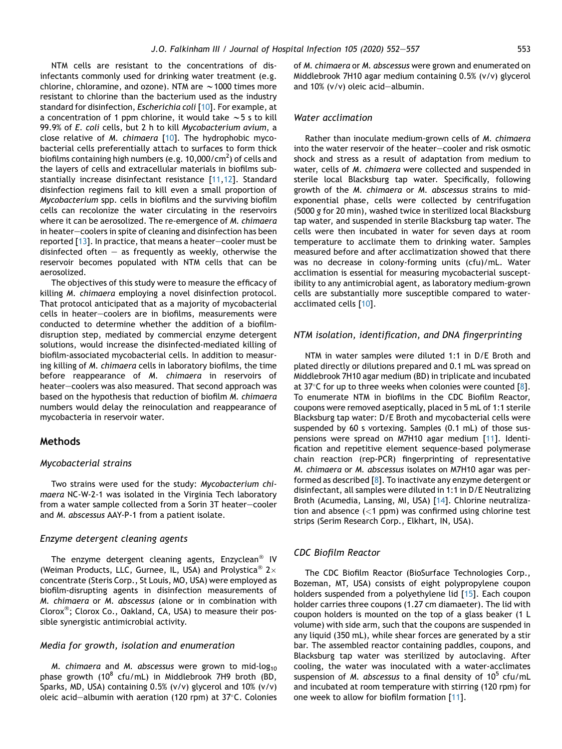NTM cells are resistant to the concentrations of disinfectants commonly used for drinking water treatment (e.g. chlorine, chloramine, and ozone). NTM are ∼1000 times more resistant to chlorine than the bacterium used as the industry standard for disinfection, *Escherichia coli* [10]. For example, at a concentration of 1 ppm chlorine, it would take ∼5 s to kill 99.9% of *E. coli* cells, but 2 h to kill *Mycobacterium avium*, a close relative of *M. chimaera* [10]. The hydrophobic mycobacterial cells preferentially attach to surfaces to form thick biofilms containing high numbers (e.g. 10,000/$cm^2$) of cells and the layers of cells and extracellular materials in biofilms substantially increase disinfectant resistance [11,12]. Standard disinfection regimens fail to kill even a small proportion of *Mycobacterium* spp. cells in biofilms and the surviving biofilm cells can recolonize the water circulating in the reservoirs where it can be aerosolized. The re-emergence of *M. chimaera* in heater–coolers in spite of cleaning and disinfection has been reported [13]. In practice, that means a heater–cooler must be disinfected often – as frequently as weekly, otherwise the reservoir becomes populated with NTM cells that can be aerosolized.

The objectives of this study were to measure the efficacy of killing *M. chimaera* employing a novel disinfection protocol. That protocol anticipated that as a majority of mycobacterial cells in heater–coolers are in biofilms, measurements were conducted to determine whether the addition of a biofilm-disruption step, mediated by commercial enzyme detergent solutions, would increase the disinfected-mediated killing of biofilm-associated mycobacterial cells. In addition to measuring killing of *M. chimaera* cells in laboratory biofilms, the time before reappearance of *M. chimaera* in reservoirs of heater–coolers was also measured. That second approach was based on the hypothesis that reduction of biofilm *M. chimaera* numbers would delay the reinoculation and reappearance of mycobacteria in reservoir water.

## Methods

### Mycobacterial strains

Two strains were used for the study: *Mycobacterium chimaera* NC-W-2-1 was isolated in the Virginia Tech laboratory from a water sample collected from a Sorin 3T heater–cooler and *M. abscessus* AAY-P-1 from a patient isolate.

### Enzyme detergent cleaning agents

The enzyme detergent cleaning agents, Enzyclean® IV (Weiman Products, LLC, Gurnee, IL, USA) and Prolystica® 2× concentrate (Steris Corp., St Louis, MO, USA) were employed as biofilm-disrupting agents in disinfection measurements of *M. chimaera* or *M. abscessus* (alone or in combination with Clorox®; Clorox Co., Oakland, CA, USA) to measure their possible synergistic antimicrobial activity.

### Media for growth, isolation and enumeration

*M. chimaera* and *M. abscessus* were grown to mid-$\log_{10}$ phase growth ($10^8$ cfu/mL) in Middlebrook 7H9 broth (BD, Sparks, MD, USA) containing 0.5% (v/v) glycerol and 10% (v/v) oleic acid–albumin with aeration (120 rpm) at 37°C. Colonies of *M. chimaera* or *M. abscessus* were grown and enumerated on Middlebrook 7H10 agar medium containing 0.5% (v/v) glycerol and 10% (v/v) oleic acid–albumin.

### Water acclimation

Rather than inoculate medium-grown cells of *M. chimaera* into the water reservoir of the heater–cooler and risk osmotic shock and stress as a result of adaptation from medium to water, cells of *M. chimaera* were collected and suspended in sterile local Blacksburg tap water. Specifically, following growth of the *M. chimaera* or *M. abscessus* strains to mid-exponential phase, cells were collected by centrifugation (5000 *g* for 20 min), washed twice in sterilized local Blacksburg tap water, and suspended in sterile Blacksburg tap water. The cells were then incubated in water for seven days at room temperature to acclimate them to drinking water. Samples measured before and after acclimatization showed that there was no decrease in colony-forming units (cfu)/mL. Water acclimation is essential for measuring mycobacterial susceptibility to any antimicrobial agent, as laboratory medium-grown cells are substantially more susceptible compared to water-acclimated cells [10].

### NTM isolation, identification, and DNA fingerprinting

NTM in water samples were diluted 1:1 in D/E Broth and plated directly or dilutions prepared and 0.1 mL was spread on Middlebrook 7H10 agar medium (BD) in triplicate and incubated at 37°C for up to three weeks when colonies were counted [8]. To enumerate NTM in biofilms in the CDC Biofilm Reactor, coupons were removed aseptically, placed in 5 mL of 1:1 sterile Blacksburg tap water: D/E Broth and mycobacterial cells were suspended by 60 s vortexing. Samples (0.1 mL) of those suspensions were spread on M7H10 agar medium [11]. Identification and repetitive element sequence-based polymerase chain reaction (rep-PCR) fingerprinting of representative *M. chimaera* or *M. abscessus* isolates on M7H10 agar was performed as described [8]. To inactivate any enzyme detergent or disinfectant, all samples were diluted in 1:1 in D/E Neutralizing Broth (Acumedia, Lansing, MI, USA) [14]. Chlorine neutralization and absence (<1 ppm) was confirmed using chlorine test strips (Serim Research Corp., Elkhart, IN, USA).

### CDC Biofilm Reactor

The CDC Biofilm Reactor (BioSurface Technologies Corp., Bozeman, MT, USA) consists of eight polypropylene coupon holders suspended from a polyethylene lid [15]. Each coupon holder carries three coupons (1.27 cm diamaeter). The lid with coupon holders is mounted on the top of a glass beaker (1 L volume) with side arm, such that the coupons are suspended in any liquid (350 mL), while shear forces are generated by a stir bar. The assembled reactor containing paddles, coupons, and Blacksburg tap water was sterilized by autoclaving. After cooling, the water was inoculated with a water-acclimates suspension of *M. abscessus* to a final density of $10^5$ cfu/mL and incubated at room temperature with stirring (120 rpm) for one week to allow for biofilm formation [11].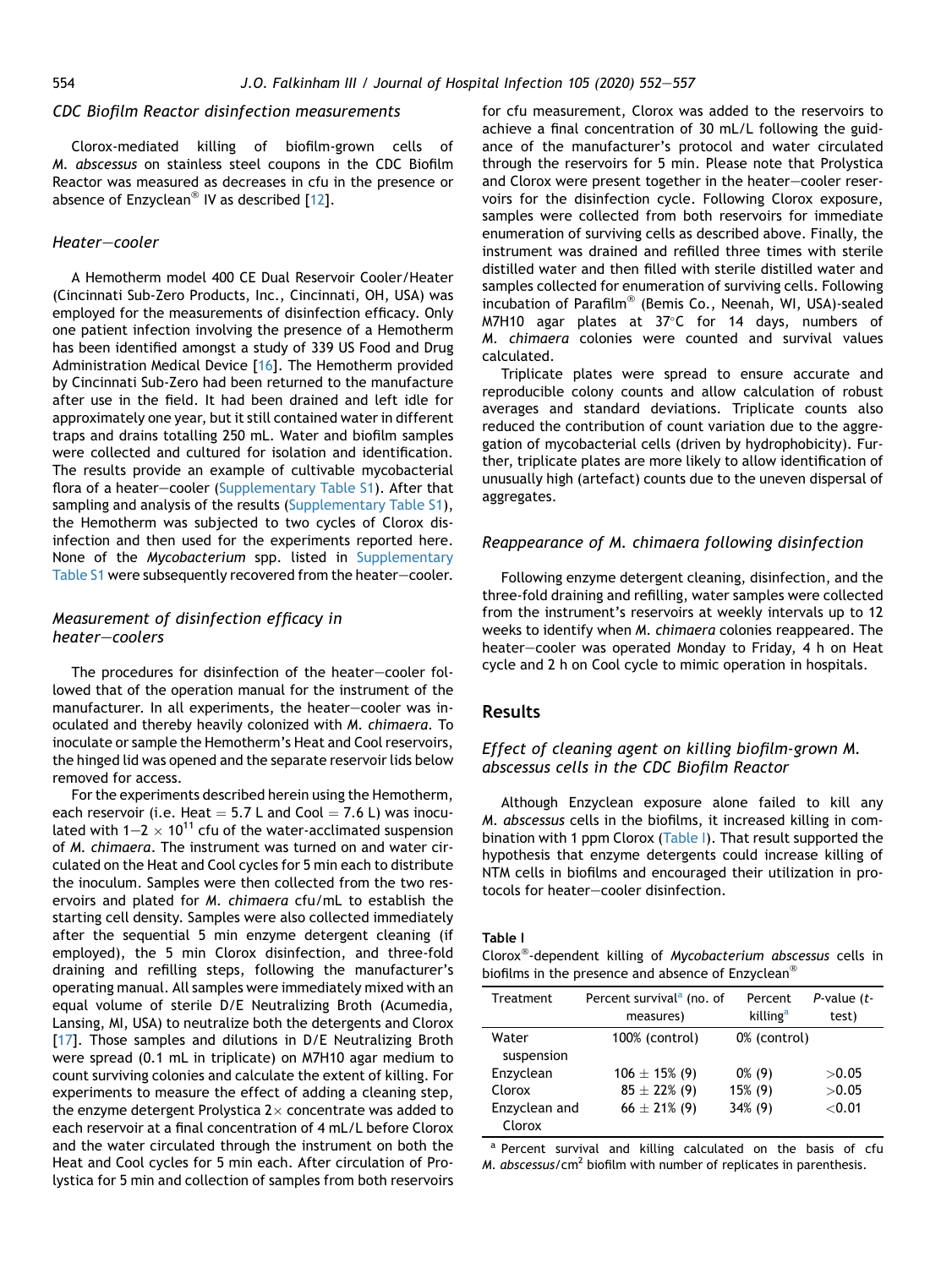### CDC Biofilm Reactor disinfection measurements

Clorox-mediated killing of biofilm-grown cells of *M. abscessus* on stainless steel coupons in the CDC Biofilm Reactor was measured as decreases in cfu in the presence or absence of Enzyclean® IV as described [12].

### Heater–cooler

A Hemotherm model 400 CE Dual Reservoir Cooler/Heater (Cincinnati Sub-Zero Products, Inc., Cincinnati, OH, USA) was employed for the measurements of disinfection efficacy. Only one patient infection involving the presence of a Hemotherm has been identified amongst a study of 339 US Food and Drug Administration Medical Device [16]. The Hemotherm provided by Cincinnati Sub-Zero had been returned to the manufacture after use in the field. It had been drained and left idle for approximately one year, but it still contained water in different traps and drains totalling 250 mL. Water and biofilm samples were collected and cultured for isolation and identification. The results provide an example of cultivable mycobacterial flora of a heater–cooler (Supplementary Table S1). After that sampling and analysis of the results (Supplementary Table S1), the Hemotherm was subjected to two cycles of Clorox disinfection and then used for the experiments reported here. None of the *Mycobacterium* spp. listed in Supplementary Table S1 were subsequently recovered from the heater–cooler.

### Measurement of disinfection efficacy in heater–coolers

The procedures for disinfection of the heater–cooler followed that of the operation manual for the instrument of the manufacturer. In all experiments, the heater–cooler was inoculated and thereby heavily colonized with *M. chimaera*. To inoculate or sample the Hemotherm's Heat and Cool reservoirs, the hinged lid was opened and the separate reservoir lids below removed for access.

For the experiments described herein using the Hemotherm, each reservoir (i.e. Heat = 5.7 L and Cool = 7.6 L) was inoculated with $1–2 \times 10^{11}$ cfu of the water-acclimated suspension of *M. chimaera*. The instrument was turned on and water circulated on the Heat and Cool cycles for 5 min each to distribute the inoculum. Samples were then collected from the two reservoirs and plated for *M. chimaera* cfu/mL to establish the starting cell density. Samples were also collected immediately after the sequential 5 min enzyme detergent cleaning (if employed), the 5 min Clorox disinfection, and three-fold draining and refilling steps, following the manufacturer's operating manual. All samples were immediately mixed with an equal volume of sterile D/E Neutralizing Broth (Acumedia, Lansing, MI, USA) to neutralize both the detergents and Clorox [17]. Those samples and dilutions in D/E Neutralizing Broth were spread (0.1 mL in triplicate) on M7H10 agar medium to count surviving colonies and calculate the extent of killing. For experiments to measure the effect of adding a cleaning step, the enzyme detergent Prolystica 2× concentrate was added to each reservoir at a final concentration of 4 mL/L before Clorox and the water circulated through the instrument on both the Heat and Cool cycles for 5 min each. After circulation of Prolystica for 5 min and collection of samples from both reservoirs for cfu measurement, Clorox was added to the reservoirs to achieve a final concentration of 30 mL/L following the guidance of the manufacturer's protocol and water circulated through the reservoirs for 5 min. Please note that Prolystica and Clorox were present together in the heater–cooler reservoirs for the disinfection cycle. Following Clorox exposure, samples were collected from both reservoirs for immediate enumeration of surviving cells as described above. Finally, the instrument was drained and refilled three times with sterile distilled water and then filled with sterile distilled water and samples collected for enumeration of surviving cells. Following incubation of Parafilm® (Bemis Co., Neenah, WI, USA)-sealed M7H10 agar plates at 37°C for 14 days, numbers of *M. chimaera* colonies were counted and survival values calculated.

Triplicate plates were spread to ensure accurate and reproducible colony counts and allow calculation of robust averages and standard deviations. Triplicate counts also reduced the contribution of count variation due to the aggregation of mycobacterial cells (driven by hydrophobicity). Further, triplicate plates are more likely to allow identification of unusually high (artefact) counts due to the uneven dispersal of aggregates.

### Reappearance of M. chimaera following disinfection

Following enzyme detergent cleaning, disinfection, and the three-fold draining and refilling, water samples were collected from the instrument's reservoirs at weekly intervals up to 12 weeks to identify when *M. chimaera* colonies reappeared. The heater–cooler was operated Monday to Friday, 4 h on Heat cycle and 2 h on Cool cycle to mimic operation in hospitals.

## Results

### Effect of cleaning agent on killing biofilm-grown M. abscessus cells in the CDC Biofilm Reactor

Although Enzyclean exposure alone failed to kill any *M. abscessus* cells in the biofilms, it increased killing in combination with 1 ppm Clorox (Table I). That result supported the hypothesis that enzyme detergents could increase killing of NTM cells in biofilms and encouraged their utilization in protocols for heater–cooler disinfection.

**Table I**
Clorox®-dependent killing of *Mycobacterium abscessus* cells in biofilms in the presence and absence of Enzyclean®

| Treatment | Percent survival[a] (no. of measures) | Percent killing[a] | P-value (t-test) |
|---|---|---|---|
| Water suspension | 100% (control) | 0% (control) | |
| Enzyclean | 106 ± 15% (9) | 0% (9) | >0.05 |
| Clorox | 85 ± 22% (9) | 15% (9) | >0.05 |
| Enzyclean and Clorox | 66 ± 21% (9) | 34% (9) | <0.01 |

[a] Percent survival and killing calculated on the basis of cfu *M. abscessus*/cm² biofilm with number of replicates in parenthesis.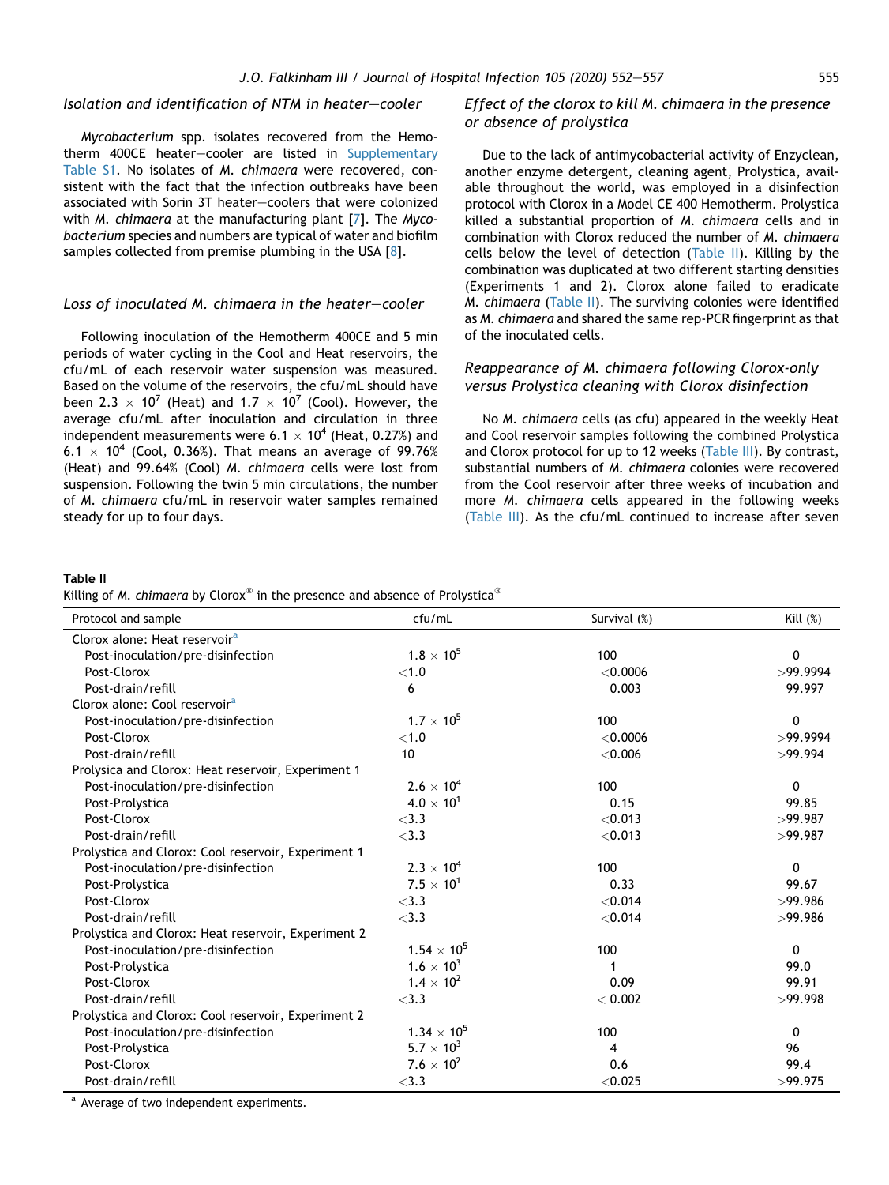### *Isolation and identification of NTM in heater–cooler*

*Mycobacterium* spp. isolates recovered from the Hemotherm 400CE heater–cooler are listed in Supplementary Table S1. No isolates of *M. chimaera* were recovered, consistent with the fact that the infection outbreaks have been associated with Sorin 3T heater–coolers that were colonized with *M. chimaera* at the manufacturing plant [7]. The *Mycobacterium* species and numbers are typical of water and biofilm samples collected from premise plumbing in the USA [8].

### *Loss of inoculated M. chimaera in the heater–cooler*

Following inoculation of the Hemotherm 400CE and 5 min periods of water cycling in the Cool and Heat reservoirs, the cfu/mL of each reservoir water suspension was measured. Based on the volume of the reservoirs, the cfu/mL should have been $2.3 \times 10^7$ (Heat) and $1.7 \times 10^7$ (Cool). However, the average cfu/mL after inoculation and circulation in three independent measurements were $6.1 \times 10^4$ (Heat, 0.27%) and $6.1 \times 10^4$ (Cool, 0.36%). That means an average of 99.76% (Heat) and 99.64% (Cool) *M. chimaera* cells were lost from suspension. Following the twin 5 min circulations, the number of *M. chimaera* cfu/mL in reservoir water samples remained steady for up to four days.

### *Effect of the clorox to kill M. chimaera in the presence or absence of prolystica*

Due to the lack of antimycobacterial activity of Enzyclean, another enzyme detergent, cleaning agent, Prolystica, available throughout the world, was employed in a disinfection protocol with Clorox in a Model CE 400 Hemotherm. Prolystica killed a substantial proportion of *M. chimaera* cells and in combination with Clorox reduced the number of *M. chimaera* cells below the level of detection (Table II). Killing by the combination was duplicated at two different starting densities (Experiments 1 and 2). Clorox alone failed to eradicate *M. chimaera* (Table II). The surviving colonies were identified as *M. chimaera* and shared the same rep-PCR fingerprint as that of the inoculated cells.

### *Reappearance of M. chimaera following Clorox-only versus Prolystica cleaning with Clorox disinfection*

No *M. chimaera* cells (as cfu) appeared in the weekly Heat and Cool reservoir samples following the combined Prolystica and Clorox protocol for up to 12 weeks (Table III). By contrast, substantial numbers of *M. chimaera* colonies were recovered from the Cool reservoir after three weeks of incubation and more *M. chimaera* cells appeared in the following weeks (Table III). As the cfu/mL continued to increase after seven

**Table II**
Killing of *M. chimaera* by Clorox® in the presence and absence of Prolystica®

| Protocol and sample | cfu/mL | Survival (%) | Kill (%) |
|---|---|---|---|
| Clorox alone: Heat reservoir[a] | | | |
| Post-inoculation/pre-disinfection | $1.8 \times 10^5$ | 100 | 0 |
| Post-Clorox | <1.0 | <0.0006 | >99.9994 |
| Post-drain/refill | 6 | 0.003 | 99.997 |
| Clorox alone: Cool reservoir[a] | | | |
| Post-inoculation/pre-disinfection | $1.7 \times 10^5$ | 100 | 0 |
| Post-Clorox | <1.0 | <0.0006 | >99.9994 |
| Post-drain/refill | 10 | <0.006 | >99.994 |
| Prolysica and Clorox: Heat reservoir, Experiment 1 | | | |
| Post-inoculation/pre-disinfection | $2.6 \times 10^4$ | 100 | 0 |
| Post-Prolystica | $4.0 \times 10^1$ | 0.15 | 99.85 |
| Post-Clorox | <3.3 | <0.013 | >99.987 |
| Post-drain/refill | <3.3 | <0.013 | >99.987 |
| Prolystica and Clorox: Cool reservoir, Experiment 1 | | | |
| Post-inoculation/pre-disinfection | $2.3 \times 10^4$ | 100 | 0 |
| Post-Prolystica | $7.5 \times 10^1$ | 0.33 | 99.67 |
| Post-Clorox | <3.3 | <0.014 | >99.986 |
| Post-drain/refill | <3.3 | <0.014 | >99.986 |
| Prolystica and Clorox: Heat reservoir, Experiment 2 | | | |
| Post-inoculation/pre-disinfection | $1.54 \times 10^5$ | 100 | 0 |
| Post-Prolystica | $1.6 \times 10^3$ | 1 | 99.0 |
| Post-Clorox | $1.4 \times 10^2$ | 0.09 | 99.91 |
| Post-drain/refill | <3.3 | < 0.002 | >99.998 |
| Prolystica and Clorox: Cool reservoir, Experiment 2 | | | |
| Post-inoculation/pre-disinfection | $1.34 \times 10^5$ | 100 | 0 |
| Post-Prolystica | $5.7 \times 10^3$ | 4 | 96 |
| Post-Clorox | $7.6 \times 10^2$ | 0.6 | 99.4 |
| Post-drain/refill | <3.3 | <0.025 | >99.975 |

[a] Average of two independent experiments.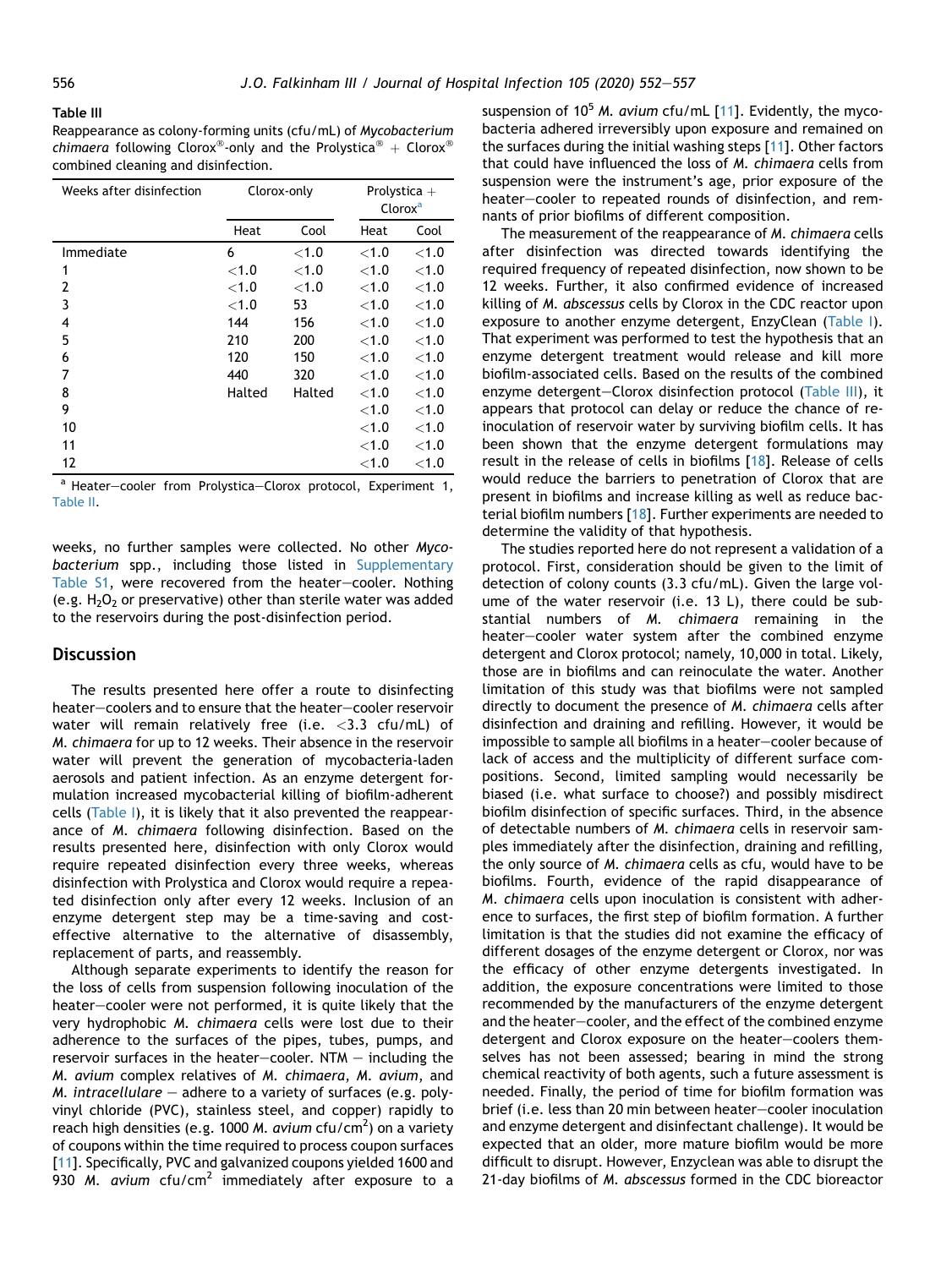**Table III**

Reappearance as colony-forming units (cfu/mL) of *Mycobacterium chimaera* following Clorox®-only and the Prolystica® + Clorox® combined cleaning and disinfection.

| Weeks after disinfection | Clorox-only | | Prolystica + Clorox[a] | |
|---|---|---|---|---|
| | Heat | Cool | Heat | Cool |
| Immediate | 6 | <1.0 | <1.0 | <1.0 |
| 1 | <1.0 | <1.0 | <1.0 | <1.0 |
| 2 | <1.0 | <1.0 | <1.0 | <1.0 |
| 3 | <1.0 | 53 | <1.0 | <1.0 |
| 4 | 144 | 156 | <1.0 | <1.0 |
| 5 | 210 | 200 | <1.0 | <1.0 |
| 6 | 120 | 150 | <1.0 | <1.0 |
| 7 | 440 | 320 | <1.0 | <1.0 |
| 8 | Halted | Halted | <1.0 | <1.0 |
| 9 | | | <1.0 | <1.0 |
| 10 | | | <1.0 | <1.0 |
| 11 | | | <1.0 | <1.0 |
| 12 | | | <1.0 | <1.0 |

[a] Heater–cooler from Prolystica–Clorox protocol, Experiment 1, Table II.

weeks, no further samples were collected. No other *Mycobacterium* spp., including those listed in Supplementary Table S1, were recovered from the heater–cooler. Nothing (e.g. $H_2O_2$ or preservative) other than sterile water was added to the reservoirs during the post-disinfection period.

## Discussion

The results presented here offer a route to disinfecting heater–coolers and to ensure that the heater–cooler reservoir water will remain relatively free (i.e. <3.3 cfu/mL) of *M. chimaera* for up to 12 weeks. Their absence in the reservoir water will prevent the generation of mycobacteria-laden aerosols and patient infection. As an enzyme detergent formulation increased mycobacterial killing of biofilm-adherent cells (Table I), it is likely that it also prevented the reappearance of *M. chimaera* following disinfection. Based on the results presented here, disinfection with only Clorox would require repeated disinfection every three weeks, whereas disinfection with Prolystica and Clorox would require a repeated disinfection only after every 12 weeks. Inclusion of an enzyme detergent step may be a time-saving and cost-effective alternative to the alternative of disassembly, replacement of parts, and reassembly.

Although separate experiments to identify the reason for the loss of cells from suspension following inoculation of the heater–cooler were not performed, it is quite likely that the very hydrophobic *M. chimaera* cells were lost due to their adherence to the surfaces of the pipes, tubes, pumps, and reservoir surfaces in the heater–cooler. NTM – including the *M. avium* complex relatives of *M. chimaera*, *M. avium*, and *M. intracellulare* – adhere to a variety of surfaces (e.g. polyvinyl chloride (PVC), stainless steel, and copper) rapidly to reach high densities (e.g. 1000 *M. avium* cfu/cm$^2$) on a variety of coupons within the time required to process coupon surfaces [11]. Specifically, PVC and galvanized coupons yielded 1600 and 930 *M. avium* cfu/cm$^2$ immediately after exposure to a suspension of $10^5$ *M. avium* cfu/mL [11]. Evidently, the mycobacteria adhered irreversibly upon exposure and remained on the surfaces during the initial washing steps [11]. Other factors that could have influenced the loss of *M. chimaera* cells from suspension were the instrument's age, prior exposure of the heater–cooler to repeated rounds of disinfection, and remnants of prior biofilms of different composition.

The measurement of the reappearance of *M. chimaera* cells after disinfection was directed towards identifying the required frequency of repeated disinfection, now shown to be 12 weeks. Further, it also confirmed evidence of increased killing of *M. abscessus* cells by Clorox in the CDC reactor upon exposure to another enzyme detergent, EnzyClean (Table I). That experiment was performed to test the hypothesis that an enzyme detergent treatment would release and kill more biofilm-associated cells. Based on the results of the combined enzyme detergent–Clorox disinfection protocol (Table III), it appears that protocol can delay or reduce the chance of reinoculation of reservoir water by surviving biofilm cells. It has been shown that the enzyme detergent formulations may result in the release of cells in biofilms [18]. Release of cells would reduce the barriers to penetration of Clorox that are present in biofilms and increase killing as well as reduce bacterial biofilm numbers [18]. Further experiments are needed to determine the validity of that hypothesis.

The studies reported here do not represent a validation of a protocol. First, consideration should be given to the limit of detection of colony counts (3.3 cfu/mL). Given the large volume of the water reservoir (i.e. 13 L), there could be substantial numbers of *M. chimaera* remaining in the heater–cooler water system after the combined enzyme detergent and Clorox protocol; namely, 10,000 in total. Likely, those are in biofilms and can reinoculate the water. Another limitation of this study was that biofilms were not sampled directly to document the presence of *M. chimaera* cells after disinfection and draining and refilling. However, it would be impossible to sample all biofilms in a heater–cooler because of lack of access and the multiplicity of different surface compositions. Second, limited sampling would necessarily be biased (i.e. what surface to choose?) and possibly misdirect biofilm disinfection of specific surfaces. Third, in the absence of detectable numbers of *M. chimaera* cells in reservoir samples immediately after the disinfection, draining and refilling, the only source of *M. chimaera* cells as cfu, would have to be biofilms. Fourth, evidence of the rapid disappearance of *M. chimaera* cells upon inoculation is consistent with adherence to surfaces, the first step of biofilm formation. A further limitation is that the studies did not examine the efficacy of different dosages of the enzyme detergent or Clorox, nor was the efficacy of other enzyme detergents investigated. In addition, the exposure concentrations were limited to those recommended by the manufacturers of the enzyme detergent and the heater–cooler, and the effect of the combined enzyme detergent and Clorox exposure on the heater–coolers themselves has not been assessed; bearing in mind the strong chemical reactivity of both agents, such a future assessment is needed. Finally, the period of time for biofilm formation was brief (i.e. less than 20 min between heater–cooler inoculation and enzyme detergent and disinfectant challenge). It would be expected that an older, more mature biofilm would be more difficult to disrupt. However, Enzyclean was able to disrupt the 21-day biofilms of *M. abscessus* formed in the CDC bioreactor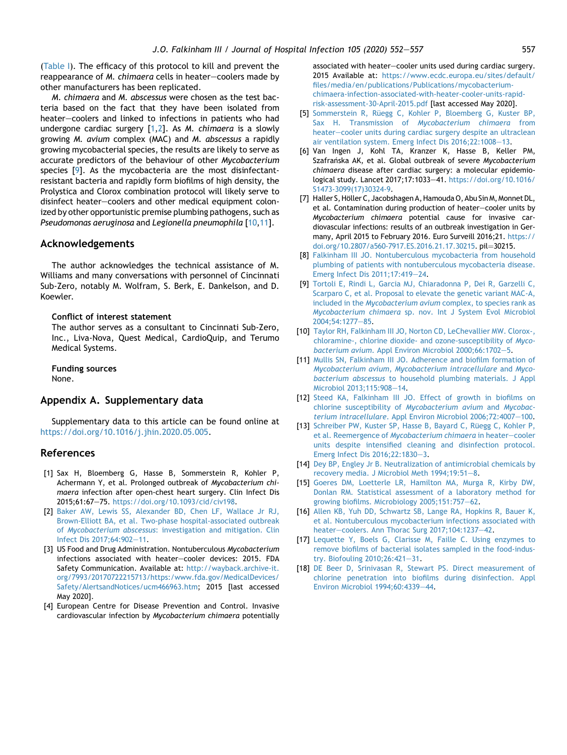(Table I). The efficacy of this protocol to kill and prevent the reappearance of *M. chimaera* cells in heater–coolers made by other manufacturers has been replicated.

*M. chimaera* and *M. abscessus* were chosen as the test bacteria based on the fact that they have been isolated from heater–coolers and linked to infections in patients who had undergone cardiac surgery [1,2]. As *M. chimaera* is a slowly growing *M. avium* complex (MAC) and *M. abscessus* a rapidly growing mycobacterial species, the results are likely to serve as accurate predictors of the behaviour of other *Mycobacterium* species [9]. As the mycobacteria are the most disinfectant-resistant bacteria and rapidly form biofilms of high density, the Prolystica and Clorox combination protocol will likely serve to disinfect heater–coolers and other medical equipment colonized by other opportunistic premise plumbing pathogens, such as *Pseudomonas aeruginosa* and *Legionella pneumophila* [10,11].

## Acknowledgements

The author acknowledges the technical assistance of M. Williams and many conversations with personnel of Cincinnati Sub-Zero, notably M. Wolfram, S. Berk, E. Dankelson, and D. Koewler.

**Conflict of interest statement**

The author serves as a consultant to Cincinnati Sub-Zero, Inc., Liva-Nova, Quest Medical, CardioQuip, and Terumo Medical Systems.

**Funding sources**

None.

## Appendix A. Supplementary data

Supplementary data to this article can be found online at https://doi.org/10.1016/j.jhin.2020.05.005.

## References

[1] Sax H, Bloemberg G, Hasse B, Sommerstein R, Kohler P, Achermann Y, et al. Prolonged outbreak of *Mycobacterium chimaera* infection after open-chest heart surgery. Clin Infect Dis 2015;61:67–75. https://doi.org/10.1093/cid/civ198.

[2] Baker AW, Lewis SS, Alexander BD, Chen LF, Wallace Jr RJ, Brown-Elliott BA, et al. Two-phase hospital-associated outbreak of *Mycobacterium abscessus*: investigation and mitigation. Clin Infect Dis 2017;64:902–11.

[3] US Food and Drug Administration. Nontuberculous *Mycobacterium* infections associated with heater–cooler devices: 2015. FDA Safety Communication. Available at: http://wayback.archive-it.org/7993/20170722215713/https:/www.fda.gov/MedicalDevices/Safety/AlertsandNotices/ucm466963.htm; 2015 [last accessed May 2020].

[4] European Centre for Disease Prevention and Control. Invasive cardiovascular infection by *Mycobacterium chimaera* potentially associated with heater–cooler units used during cardiac surgery. 2015 Available at: https://www.ecdc.europa.eu/sites/default/files/media/en/publications/Publications/mycobacterium-chimaera-infection-associated-with-heater-cooler-units-rapid-risk-assessment-30-April-2015.pdf [last accessed May 2020].

[5] Sommerstein R, Rüegg C, Kohler P, Bloemberg G, Kuster BP, Sax H. Transmission of *Mycobacterium chimaera* from heater–cooler units during cardiac surgery despite an ultraclean air ventilation system. Emerg Infect Dis 2016;22:1008–13.

[6] Van Ingen J, Kohl TA, Kranzer K, Hasse B, Keller PM, Szafrańska AK, et al. Global outbreak of severe *Mycobacterium chimaera* disease after cardiac surgery: a molecular epidemiological study. Lancet 2017;17:1033–41. https://doi.org/10.1016/S1473-3099(17)30324-9.

[7] Haller S, Höller C, Jacobshagen A, Hamouda O, Abu Sin M, Monnet DL, et al. Contamination during production of heater–cooler units by *Mycobacterium chimaera* potential cause for invasive cardiovascular infections: results of an outbreak investigation in Germany, April 2015 to February 2016. Euro Surveill 2016;21. https://doi.org/10.2807/a560-7917.ES.2016.21.17.30215. pil=30215.

[8] Falkinham III JO. Nontuberculous mycobacteria from household plumbing of patients with nontuberculous mycobacteria disease. Emerg Infect Dis 2011;17:419–24.

[9] Tortoli E, Rindi L, Garcia MJ, Chiaradonna P, Dei R, Garzelli C, Scarparo C, et al. Proposal to elevate the genetic variant MAC-A, included in the *Mycobacterium avium* complex, to species rank as *Mycobacterium chimaera* sp. nov. Int J System Evol Microbiol 2004;54:1277–85.

[10] Taylor RH, Falkinham III JO, Norton CD, LeChevallier MW. Clorox-, chloramine-, chlorine dioxide- and ozone-susceptibility of *Mycobacterium avium*. Appl Environ Microbiol 2000;66:1702–5.

[11] Mullis SN, Falkinham III JO. Adherence and biofilm formation of *Mycobacterium avium*, *Mycobacterium intracellulare* and *Mycobacterium abscessus* to household plumbing materials. J Appl Microbiol 2013;115:908–14.

[12] Steed KA, Falkinham III JO. Effect of growth in biofilms on chlorine susceptibility of *Mycobacterium avium* and *Mycobacterium intracellulare*. Appl Environ Microbiol 2006;72:4007–100.

[13] Schreiber PW, Kuster SP, Hasse B, Bayard C, Rüegg C, Kohler P, et al. Reemergence of *Mycobacterium chimaera* in heater–cooler units despite intensified cleaning and disinfection protocol. Emerg Infect Dis 2016;22:1830–3.

[14] Dey BP, Engley Jr B. Neutralization of antimicrobial chemicals by recovery media. J Microbiol Meth 1994;19:51–8.

[15] Goeres DM, Loetterle LR, Hamilton MA, Murga R, Kirby DW, Donlan RM. Statistical assessment of a laboratory method for growing biofilms. Microbiology 2005;151:757–62.

[16] Allen KB, Yuh DD, Schwartz SB, Lange RA, Hopkins R, Bauer K, et al. Nontuberculous mycobacterium infections associated with heater–coolers. Ann Thorac Surg 2017;104:1237–42.

[17] Lequette Y, Boels G, Clarisse M, Faille C. Using enzymes to remove biofilms of bacterial isolates sampled in the food-industry. Biofouling 2010;26:421–31.

[18] DE Beer D, Srinivasan R, Stewart PS. Direct measurement of chlorine penetration into biofilms during disinfection. Appl Environ Microbiol 1994;60:4339–44.